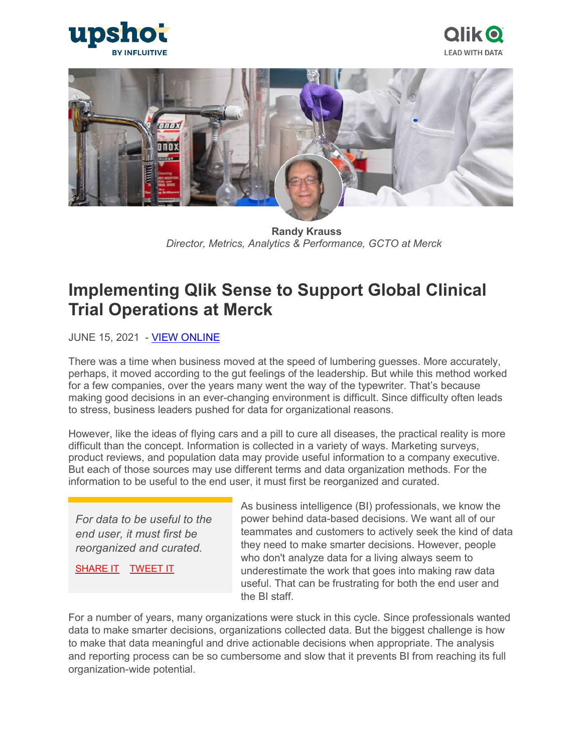**Randy Krauss**
*Director, Metrics, Analytics & Performance, GCTO at Merck*

# Implementing Qlik Sense to Support Global Clinical Trial Operations at Merck

JUNE 15, 2021 - VIEW ONLINE

There was a time when business moved at the speed of lumbering guesses. More accurately, perhaps, it moved according to the gut feelings of the leadership. But while this method worked for a few companies, over the years many went the way of the typewriter. That's because making good decisions in an ever-changing environment is difficult. Since difficulty often leads to stress, business leaders pushed for data for organizational reasons.

However, like the ideas of flying cars and a pill to cure all diseases, the practical reality is more difficult than the concept. Information is collected in a variety of ways. Marketing surveys, product reviews, and population data may provide useful information to a company executive. But each of those sources may use different terms and data organization methods. For the information to be useful to the end user, it must first be reorganized and curated.

> *For data to be useful to the end user, it must first be reorganized and curated.*
>
> SHARE IT TWEET IT

As business intelligence (BI) professionals, we know the power behind data-based decisions. We want all of our teammates and customers to actively seek the kind of data they need to make smarter decisions. However, people who don't analyze data for a living always seem to underestimate the work that goes into making raw data useful. That can be frustrating for both the end user and the BI staff.

For a number of years, many organizations were stuck in this cycle. Since professionals wanted data to make smarter decisions, organizations collected data. But the biggest challenge is how to make that data meaningful and drive actionable decisions when appropriate. The analysis and reporting process can be so cumbersome and slow that it prevents BI from reaching its full organization-wide potential.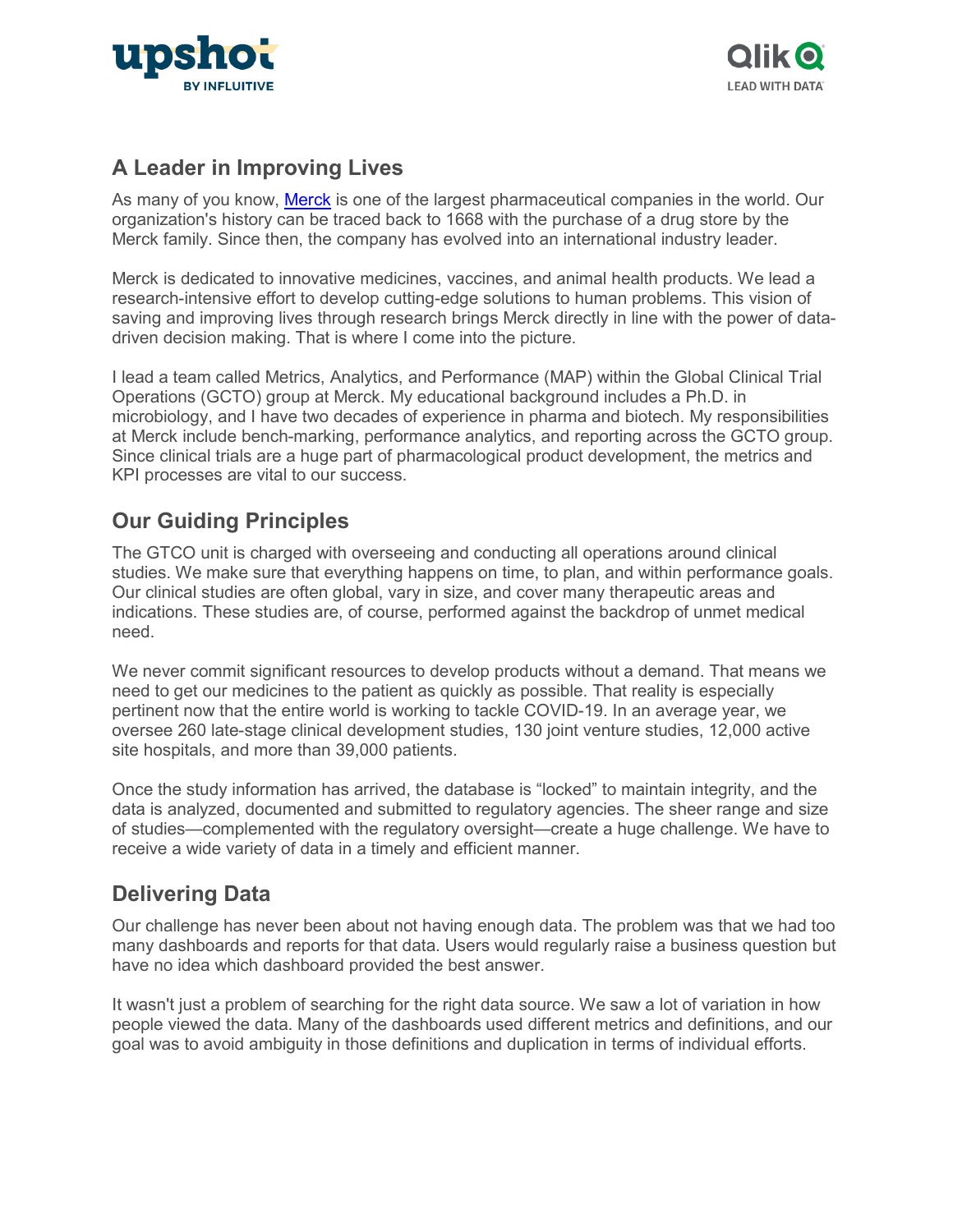## A Leader in Improving Lives

As many of you know, [Merck](#) is one of the largest pharmaceutical companies in the world. Our organization's history can be traced back to 1668 with the purchase of a drug store by the Merck family. Since then, the company has evolved into an international industry leader.

Merck is dedicated to innovative medicines, vaccines, and animal health products. We lead a research-intensive effort to develop cutting-edge solutions to human problems. This vision of saving and improving lives through research brings Merck directly in line with the power of data-driven decision making. That is where I come into the picture.

I lead a team called Metrics, Analytics, and Performance (MAP) within the Global Clinical Trial Operations (GCTO) group at Merck. My educational background includes a Ph.D. in microbiology, and I have two decades of experience in pharma and biotech. My responsibilities at Merck include bench-marking, performance analytics, and reporting across the GCTO group. Since clinical trials are a huge part of pharmacological product development, the metrics and KPI processes are vital to our success.

## Our Guiding Principles

The GTCO unit is charged with overseeing and conducting all operations around clinical studies. We make sure that everything happens on time, to plan, and within performance goals. Our clinical studies are often global, vary in size, and cover many therapeutic areas and indications. These studies are, of course, performed against the backdrop of unmet medical need.

We never commit significant resources to develop products without a demand. That means we need to get our medicines to the patient as quickly as possible. That reality is especially pertinent now that the entire world is working to tackle COVID-19. In an average year, we oversee 260 late-stage clinical development studies, 130 joint venture studies, 12,000 active site hospitals, and more than 39,000 patients.

Once the study information has arrived, the database is "locked" to maintain integrity, and the data is analyzed, documented and submitted to regulatory agencies. The sheer range and size of studies—complemented with the regulatory oversight—create a huge challenge. We have to receive a wide variety of data in a timely and efficient manner.

## Delivering Data

Our challenge has never been about not having enough data. The problem was that we had too many dashboards and reports for that data. Users would regularly raise a business question but have no idea which dashboard provided the best answer.

It wasn't just a problem of searching for the right data source. We saw a lot of variation in how people viewed the data. Many of the dashboards used different metrics and definitions, and our goal was to avoid ambiguity in those definitions and duplication in terms of individual efforts.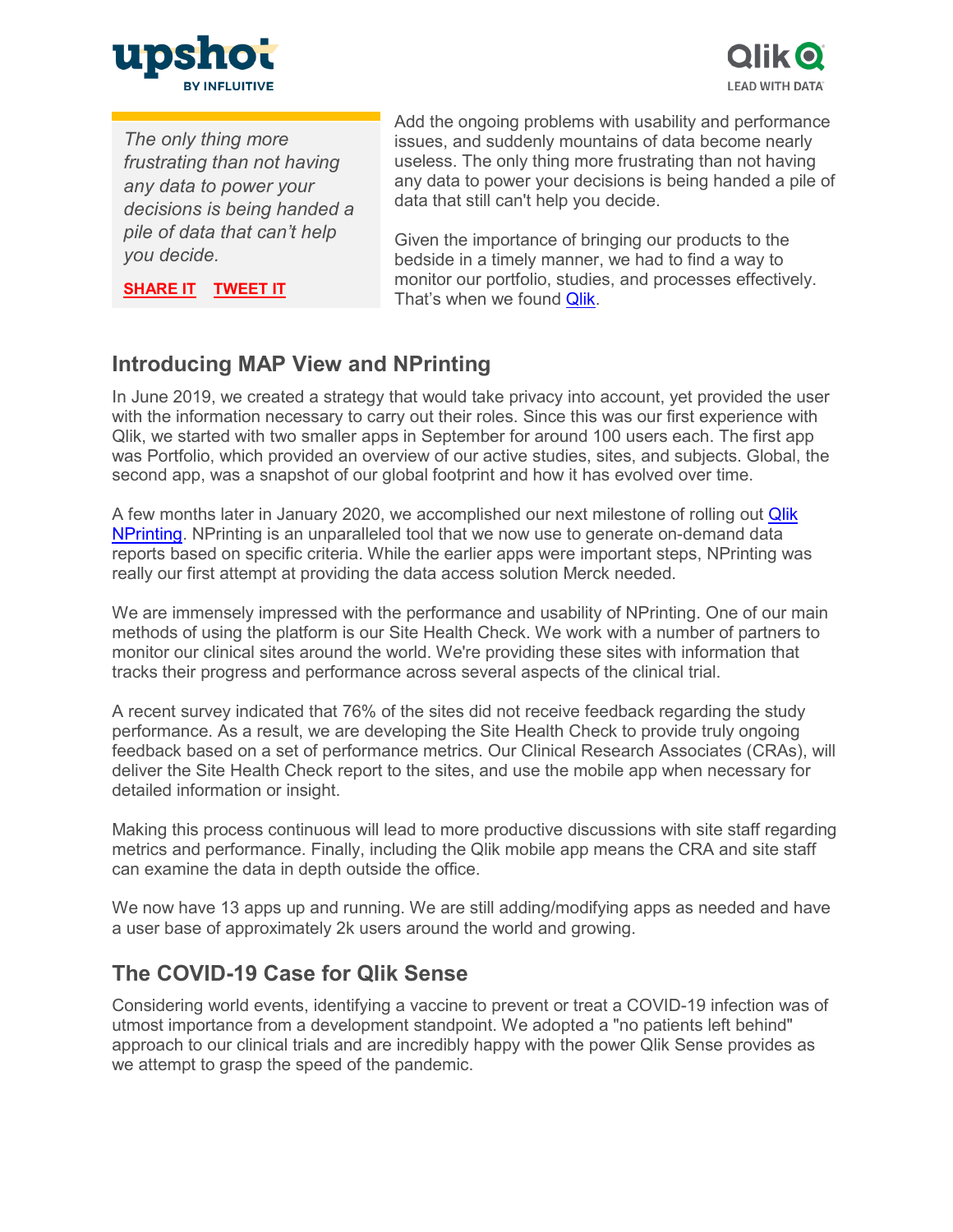> *The only thing more frustrating than not having any data to power your decisions is being handed a pile of data that can't help you decide.*
>
> **SHARE IT** **TWEET IT**

Add the ongoing problems with usability and performance issues, and suddenly mountains of data become nearly useless. The only thing more frustrating than not having any data to power your decisions is being handed a pile of data that still can't help you decide.

Given the importance of bringing our products to the bedside in a timely manner, we had to find a way to monitor our portfolio, studies, and processes effectively. That's when we found Qlik.

## Introducing MAP View and NPrinting

In June 2019, we created a strategy that would take privacy into account, yet provided the user with the information necessary to carry out their roles. Since this was our first experience with Qlik, we started with two smaller apps in September for around 100 users each. The first app was Portfolio, which provided an overview of our active studies, sites, and subjects. Global, the second app, was a snapshot of our global footprint and how it has evolved over time.

A few months later in January 2020, we accomplished our next milestone of rolling out Qlik NPrinting. NPrinting is an unparalleled tool that we now use to generate on-demand data reports based on specific criteria. While the earlier apps were important steps, NPrinting was really our first attempt at providing the data access solution Merck needed.

We are immensely impressed with the performance and usability of NPrinting. One of our main methods of using the platform is our Site Health Check. We work with a number of partners to monitor our clinical sites around the world. We're providing these sites with information that tracks their progress and performance across several aspects of the clinical trial.

A recent survey indicated that 76% of the sites did not receive feedback regarding the study performance. As a result, we are developing the Site Health Check to provide truly ongoing feedback based on a set of performance metrics. Our Clinical Research Associates (CRAs), will deliver the Site Health Check report to the sites, and use the mobile app when necessary for detailed information or insight.

Making this process continuous will lead to more productive discussions with site staff regarding metrics and performance. Finally, including the Qlik mobile app means the CRA and site staff can examine the data in depth outside the office.

We now have 13 apps up and running. We are still adding/modifying apps as needed and have a user base of approximately 2k users around the world and growing.

## The COVID-19 Case for Qlik Sense

Considering world events, identifying a vaccine to prevent or treat a COVID-19 infection was of utmost importance from a development standpoint. We adopted a "no patients left behind" approach to our clinical trials and are incredibly happy with the power Qlik Sense provides as we attempt to grasp the speed of the pandemic.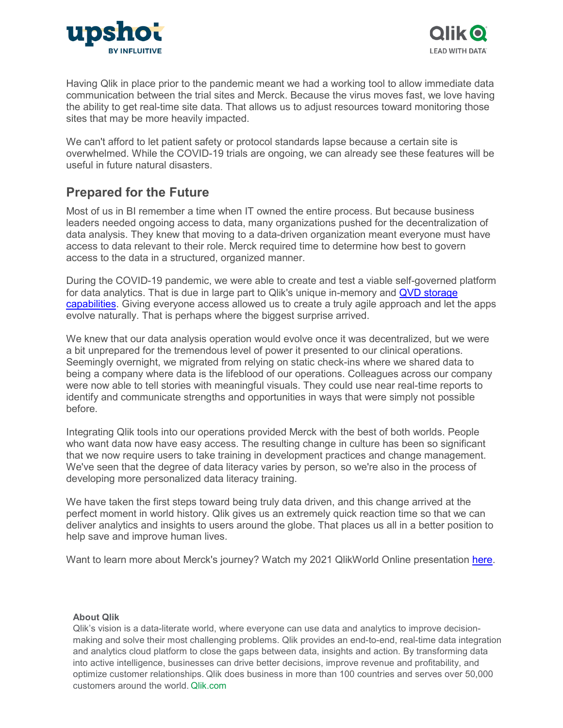Having Qlik in place prior to the pandemic meant we had a working tool to allow immediate data communication between the trial sites and Merck. Because the virus moves fast, we love having the ability to get real-time site data. That allows us to adjust resources toward monitoring those sites that may be more heavily impacted.

We can't afford to let patient safety or protocol standards lapse because a certain site is overwhelmed. While the COVID-19 trials are ongoing, we can already see these features will be useful in future natural disasters.

## Prepared for the Future

Most of us in BI remember a time when IT owned the entire process. But because business leaders needed ongoing access to data, many organizations pushed for the decentralization of data analysis. They knew that moving to a data-driven organization meant everyone must have access to data relevant to their role. Merck required time to determine how best to govern access to the data in a structured, organized manner.

During the COVID-19 pandemic, we were able to create and test a viable self-governed platform for data analytics. That is due in large part to Qlik's unique in-memory and QVD storage capabilities. Giving everyone access allowed us to create a truly agile approach and let the apps evolve naturally. That is perhaps where the biggest surprise arrived.

We knew that our data analysis operation would evolve once it was decentralized, but we were a bit unprepared for the tremendous level of power it presented to our clinical operations. Seemingly overnight, we migrated from relying on static check-ins where we shared data to being a company where data is the lifeblood of our operations. Colleagues across our company were now able to tell stories with meaningful visuals. They could use near real-time reports to identify and communicate strengths and opportunities in ways that were simply not possible before.

Integrating Qlik tools into our operations provided Merck with the best of both worlds. People who want data now have easy access. The resulting change in culture has been so significant that we now require users to take training in development practices and change management. We've seen that the degree of data literacy varies by person, so we're also in the process of developing more personalized data literacy training.

We have taken the first steps toward being truly data driven, and this change arrived at the perfect moment in world history. Qlik gives us an extremely quick reaction time so that we can deliver analytics and insights to users around the globe. That places us all in a better position to help save and improve human lives.

Want to learn more about Merck's journey? Watch my 2021 QlikWorld Online presentation here.

**About Qlik**
Qlik's vision is a data-literate world, where everyone can use data and analytics to improve decision-making and solve their most challenging problems. Qlik provides an end-to-end, real-time data integration and analytics cloud platform to close the gaps between data, insights and action. By transforming data into active intelligence, businesses can drive better decisions, improve revenue and profitability, and optimize customer relationships. Qlik does business in more than 100 countries and serves over 50,000 customers around the world. Qlik.com